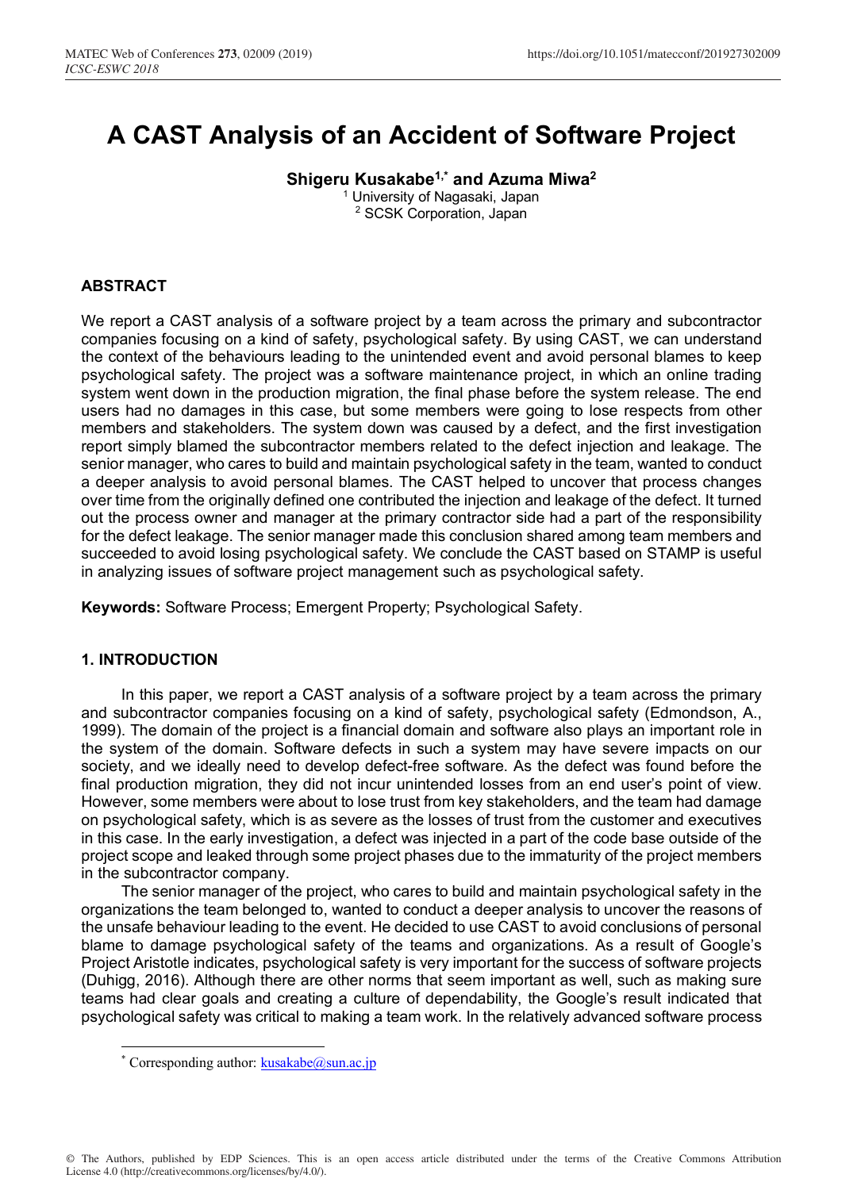# A CAST Analysis of an Accident of Software Project

**Shigeru Kusakabe[1,*] and Azuma Miwa[2]**

[1] University of Nagasaki, Japan

[2] SCSK Corporation, Japan

## ABSTRACT

We report a CAST analysis of a software project by a team across the primary and subcontractor companies focusing on a kind of safety, psychological safety. By using CAST, we can understand the context of the behaviours leading to the unintended event and avoid personal blames to keep psychological safety. The project was a software maintenance project, in which an online trading system went down in the production migration, the final phase before the system release. The end users had no damages in this case, but some members were going to lose respects from other members and stakeholders. The system down was caused by a defect, and the first investigation report simply blamed the subcontractor members related to the defect injection and leakage. The senior manager, who cares to build and maintain psychological safety in the team, wanted to conduct a deeper analysis to avoid personal blames. The CAST helped to uncover that process changes over time from the originally defined one contributed the injection and leakage of the defect. It turned out the process owner and manager at the primary contractor side had a part of the responsibility for the defect leakage. The senior manager made this conclusion shared among team members and succeeded to avoid losing psychological safety. We conclude the CAST based on STAMP is useful in analyzing issues of software project management such as psychological safety.

**Keywords:** Software Process; Emergent Property; Psychological Safety.

## 1. INTRODUCTION

In this paper, we report a CAST analysis of a software project by a team across the primary and subcontractor companies focusing on a kind of safety, psychological safety (Edmondson, A., 1999). The domain of the project is a financial domain and software also plays an important role in the system of the domain. Software defects in such a system may have severe impacts on our society, and we ideally need to develop defect-free software. As the defect was found before the final production migration, they did not incur unintended losses from an end user's point of view. However, some members were about to lose trust from key stakeholders, and the team had damage on psychological safety, which is as severe as the losses of trust from the customer and executives in this case. In the early investigation, a defect was injected in a part of the code base outside of the project scope and leaked through some project phases due to the immaturity of the project members in the subcontractor company.

The senior manager of the project, who cares to build and maintain psychological safety in the organizations the team belonged to, wanted to conduct a deeper analysis to uncover the reasons of the unsafe behaviour leading to the event. He decided to use CAST to avoid conclusions of personal blame to damage psychological safety of the teams and organizations. As a result of Google's Project Aristotle indicates, psychological safety is very important for the success of software projects (Duhigg, 2016). Although there are other norms that seem important as well, such as making sure teams had clear goals and creating a culture of dependability, the Google's result indicated that psychological safety was critical to making a team work. In the relatively advanced software process

* Corresponding author: kusakabe@sun.ac.jp

© The Authors, published by EDP Sciences. This is an open access article distributed under the terms of the Creative Commons Attribution License 4.0 (http://creativecommons.org/licenses/by/4.0/).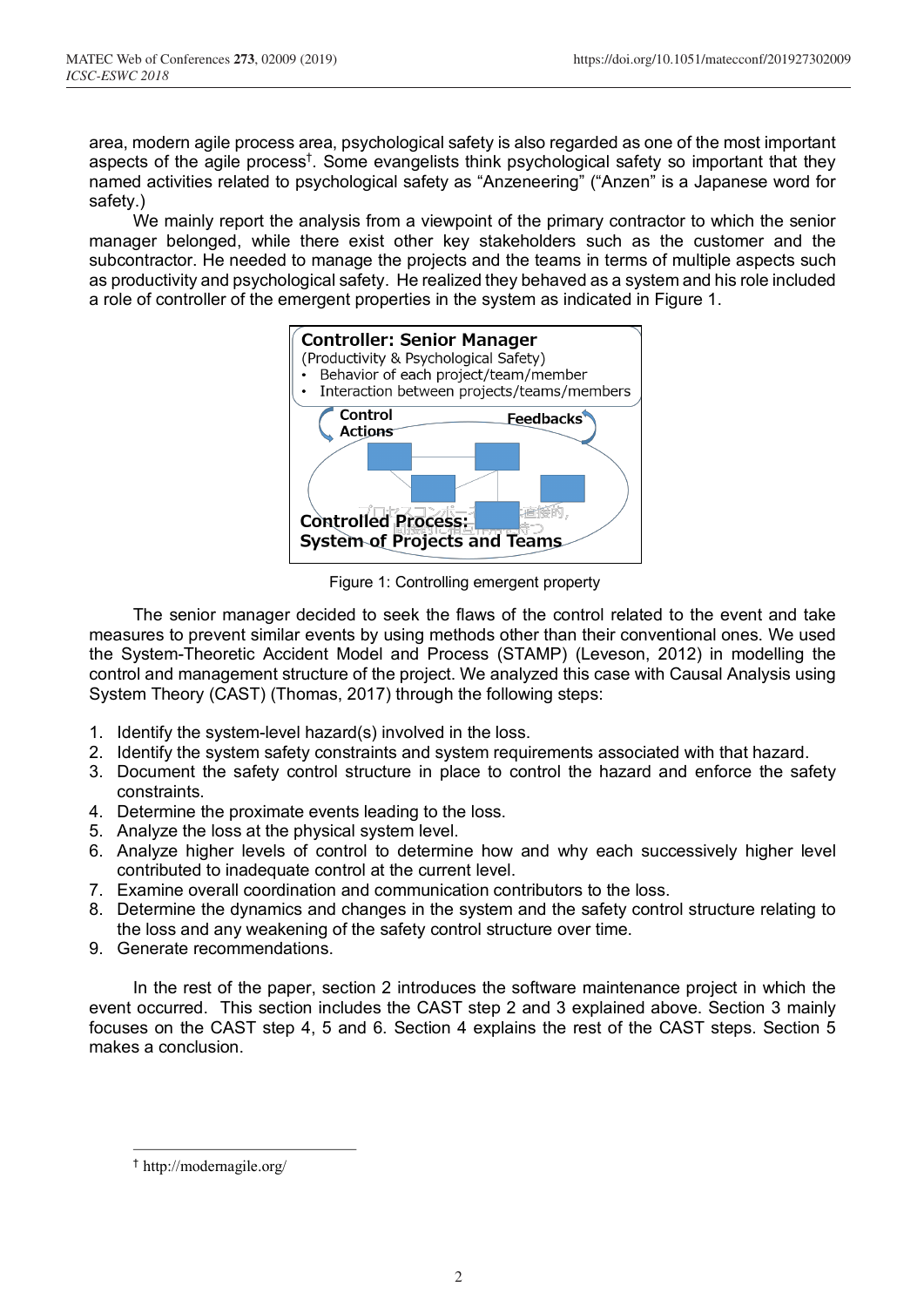area, modern agile process area, psychological safety is also regarded as one of the most important aspects of the agile process[†]. Some evangelists think psychological safety so important that they named activities related to psychological safety as "Anzeneering" ("Anzen" is a Japanese word for safety.)

We mainly report the analysis from a viewpoint of the primary contractor to which the senior manager belonged, while there exist other key stakeholders such as the customer and the subcontractor. He needed to manage the projects and the teams in terms of multiple aspects such as productivity and psychological safety. He realized they behaved as a system and his role included a role of controller of the emergent properties in the system as indicated in Figure 1.

**Controller: Senior Manager**
(Productivity & Psychological Safety)
- Behavior of each project/team/member
- Interaction between projects/teams/members

Control Actions — Feedbacks

**Controlled Process: System of Projects and Teams**

Figure 1: Controlling emergent property

The senior manager decided to seek the flaws of the control related to the event and take measures to prevent similar events by using methods other than their conventional ones. We used the System-Theoretic Accident Model and Process (STAMP) (Leveson, 2012) in modelling the control and management structure of the project. We analyzed this case with Causal Analysis using System Theory (CAST) (Thomas, 2017) through the following steps:

1. Identify the system-level hazard(s) involved in the loss.
2. Identify the system safety constraints and system requirements associated with that hazard.
3. Document the safety control structure in place to control the hazard and enforce the safety constraints.
4. Determine the proximate events leading to the loss.
5. Analyze the loss at the physical system level.
6. Analyze higher levels of control to determine how and why each successively higher level contributed to inadequate control at the current level.
7. Examine overall coordination and communication contributors to the loss.
8. Determine the dynamics and changes in the system and the safety control structure relating to the loss and any weakening of the safety control structure over time.
9. Generate recommendations.

In the rest of the paper, section 2 introduces the software maintenance project in which the event occurred. This section includes the CAST step 2 and 3 explained above. Section 3 mainly focuses on the CAST step 4, 5 and 6. Section 4 explains the rest of the CAST steps. Section 5 makes a conclusion.

---

[†] http://modernagile.org/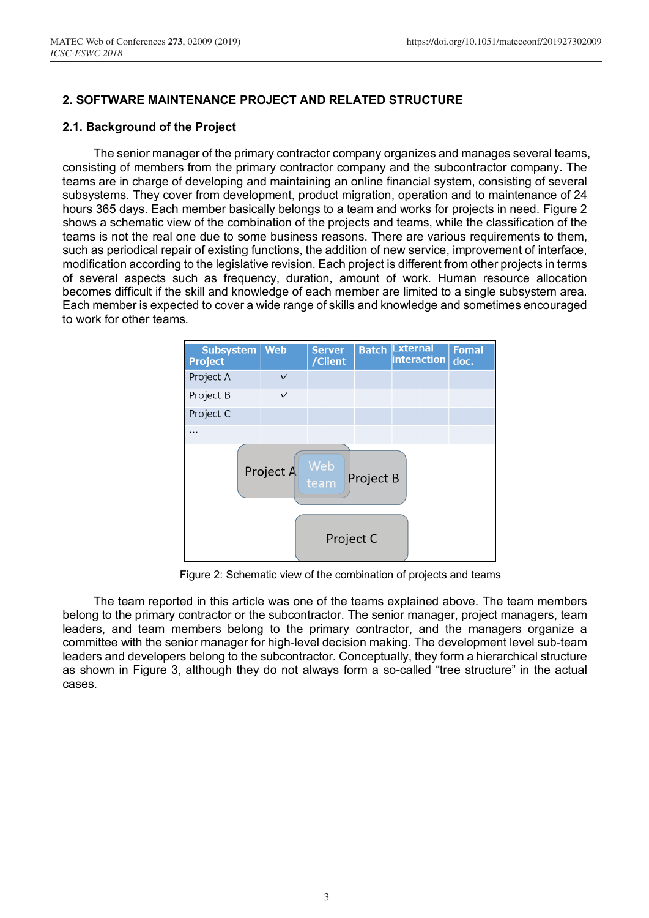## 2. SOFTWARE MAINTENANCE PROJECT AND RELATED STRUCTURE

### 2.1. Background of the Project

The senior manager of the primary contractor company organizes and manages several teams, consisting of members from the primary contractor company and the subcontractor company. The teams are in charge of developing and maintaining an online financial system, consisting of several subsystems. They cover from development, product migration, operation and to maintenance of 24 hours 365 days. Each member basically belongs to a team and works for projects in need. Figure 2 shows a schematic view of the combination of the projects and teams, while the classification of the teams is not the real one due to some business reasons. There are various requirements to them, such as periodical repair of existing functions, the addition of new service, improvement of interface, modification according to the legislative revision. Each project is different from other projects in terms of several aspects such as frequency, duration, amount of work. Human resource allocation becomes difficult if the skill and knowledge of each member are limited to a single subsystem area. Each member is expected to cover a wide range of skills and knowledge and sometimes encouraged to work for other teams.

| Subsystem / Project | Web | Server /Client | Batch | External interaction | Fomal doc. |
|---|---|---|---|---|---|
| Project A | ✓ | | | | |
| Project B | ✓ | | | | |
| Project C | | | | | |
| ... | | | | | |

Figure 2: Schematic view of the combination of projects and teams

The team reported in this article was one of the teams explained above. The team members belong to the primary contractor or the subcontractor. The senior manager, project managers, team leaders, and team members belong to the primary contractor, and the managers organize a committee with the senior manager for high-level decision making. The development level sub-team leaders and developers belong to the subcontractor. Conceptually, they form a hierarchical structure as shown in Figure 3, although they do not always form a so-called "tree structure" in the actual cases.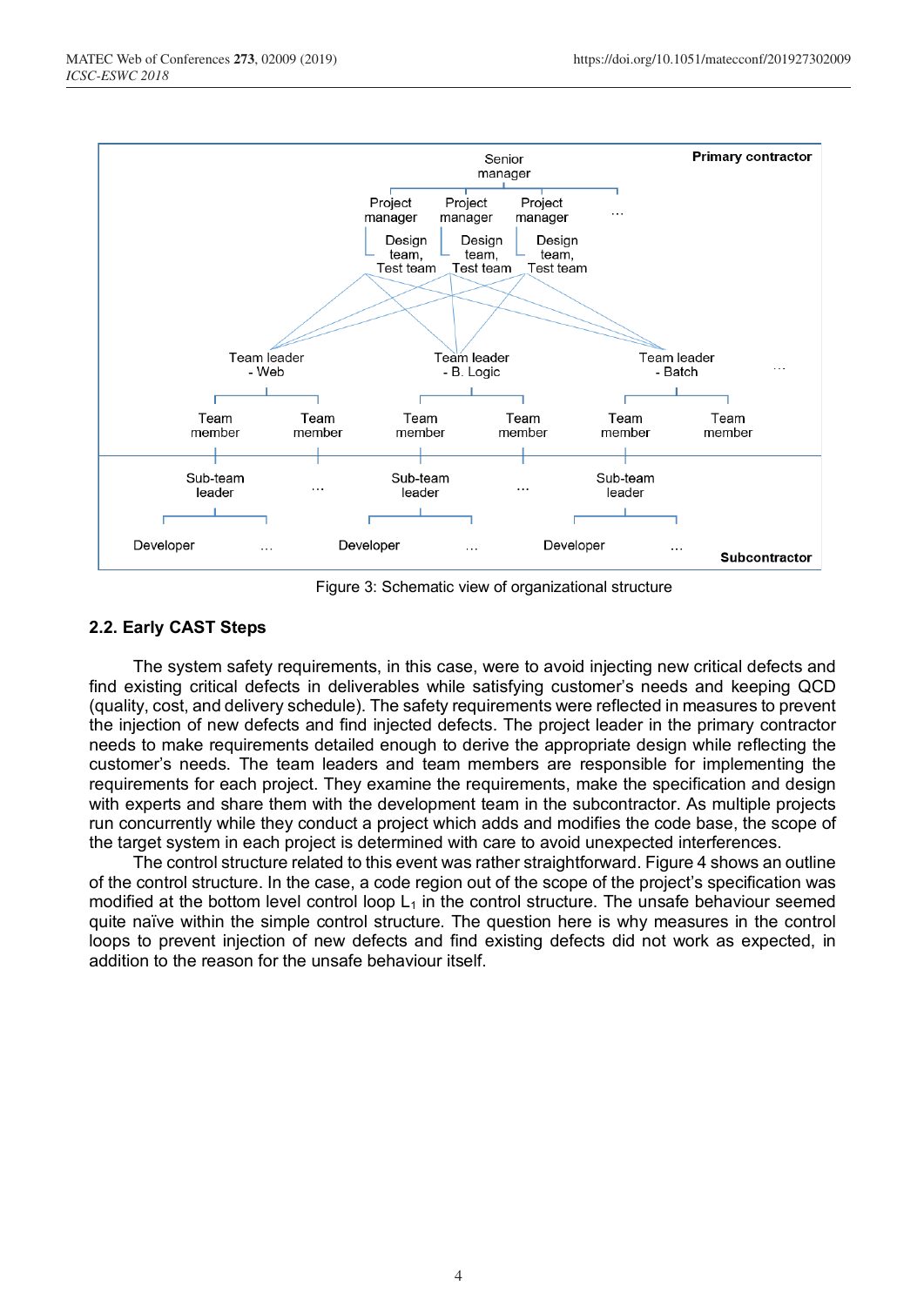Figure 3: Schematic view of organizational structure

### 2.2. Early CAST Steps

The system safety requirements, in this case, were to avoid injecting new critical defects and find existing critical defects in deliverables while satisfying customer's needs and keeping QCD (quality, cost, and delivery schedule). The safety requirements were reflected in measures to prevent the injection of new defects and find injected defects. The project leader in the primary contractor needs to make requirements detailed enough to derive the appropriate design while reflecting the customer's needs. The team leaders and team members are responsible for implementing the requirements for each project. They examine the requirements, make the specification and design with experts and share them with the development team in the subcontractor. As multiple projects run concurrently while they conduct a project which adds and modifies the code base, the scope of the target system in each project is determined with care to avoid unexpected interferences.

The control structure related to this event was rather straightforward. Figure 4 shows an outline of the control structure. In the case, a code region out of the scope of the project's specification was modified at the bottom level control loop $L_1$ in the control structure. The unsafe behaviour seemed quite naïve within the simple control structure. The question here is why measures in the control loops to prevent injection of new defects and find existing defects did not work as expected, in addition to the reason for the unsafe behaviour itself.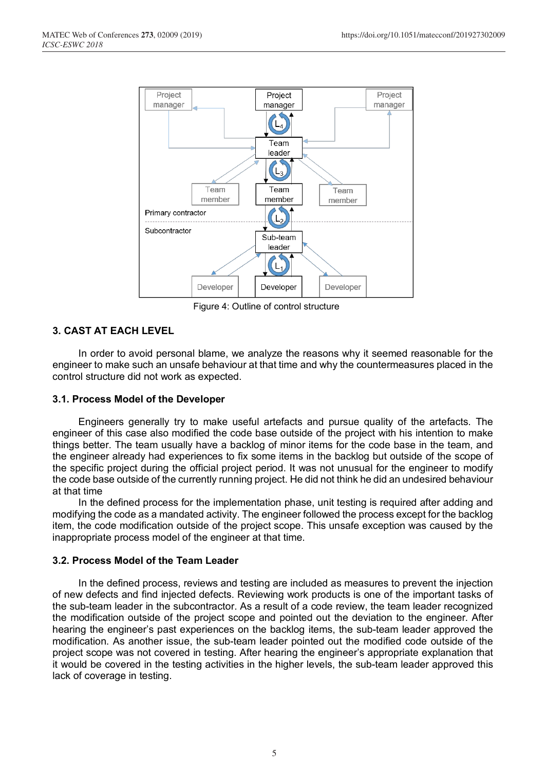Figure 4: Outline of control structure

## 3. CAST AT EACH LEVEL

In order to avoid personal blame, we analyze the reasons why it seemed reasonable for the engineer to make such an unsafe behaviour at that time and why the countermeasures placed in the control structure did not work as expected.

### 3.1. Process Model of the Developer

Engineers generally try to make useful artefacts and pursue quality of the artefacts. The engineer of this case also modified the code base outside of the project with his intention to make things better. The team usually have a backlog of minor items for the code base in the team, and the engineer already had experiences to fix some items in the backlog but outside of the scope of the specific project during the official project period. It was not unusual for the engineer to modify the code base outside of the currently running project. He did not think he did an undesired behaviour at that time

In the defined process for the implementation phase, unit testing is required after adding and modifying the code as a mandated activity. The engineer followed the process except for the backlog item, the code modification outside of the project scope. This unsafe exception was caused by the inappropriate process model of the engineer at that time.

### 3.2. Process Model of the Team Leader

In the defined process, reviews and testing are included as measures to prevent the injection of new defects and find injected defects. Reviewing work products is one of the important tasks of the sub-team leader in the subcontractor. As a result of a code review, the team leader recognized the modification outside of the project scope and pointed out the deviation to the engineer. After hearing the engineer's past experiences on the backlog items, the sub-team leader approved the modification. As another issue, the sub-team leader pointed out the modified code outside of the project scope was not covered in testing. After hearing the engineer's appropriate explanation that it would be covered in the testing activities in the higher levels, the sub-team leader approved this lack of coverage in testing.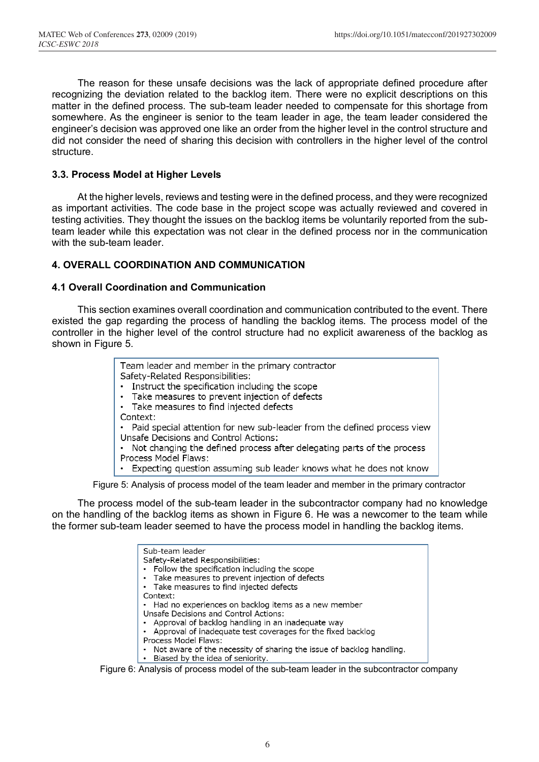The reason for these unsafe decisions was the lack of appropriate defined procedure after recognizing the deviation related to the backlog item. There were no explicit descriptions on this matter in the defined process. The sub-team leader needed to compensate for this shortage from somewhere. As the engineer is senior to the team leader in age, the team leader considered the engineer's decision was approved one like an order from the higher level in the control structure and did not consider the need of sharing this decision with controllers in the higher level of the control structure.

### 3.3. Process Model at Higher Levels

At the higher levels, reviews and testing were in the defined process, and they were recognized as important activities. The code base in the project scope was actually reviewed and covered in testing activities. They thought the issues on the backlog items be voluntarily reported from the sub-team leader while this expectation was not clear in the defined process nor in the communication with the sub-team leader.

## 4. OVERALL COORDINATION AND COMMUNICATION

### 4.1 Overall Coordination and Communication

This section examines overall coordination and communication contributed to the event. There existed the gap regarding the process of handling the backlog items. The process model of the controller in the higher level of the control structure had no explicit awareness of the backlog as shown in Figure 5.

Team leader and member in the primary contractor
Safety-Related Responsibilities:
- Instruct the specification including the scope
- Take measures to prevent injection of defects
- Take measures to find injected defects

Context:
- Paid special attention for new sub-leader from the defined process view

Unsafe Decisions and Control Actions:
- Not changing the defined process after delegating parts of the process

Process Model Flaws:
- Expecting question assuming sub leader knows what he does not know

Figure 5: Analysis of process model of the team leader and member in the primary contractor

The process model of the sub-team leader in the subcontractor company had no knowledge on the handling of the backlog items as shown in Figure 6. He was a newcomer to the team while the former sub-team leader seemed to have the process model in handling the backlog items.

Sub-team leader
Safety-Related Responsibilities:
- Follow the specification including the scope
- Take measures to prevent injection of defects
- Take measures to find injected defects

Context:
- Had no experiences on backlog items as a new member

Unsafe Decisions and Control Actions:
- Approval of backlog handling in an inadequate way
- Approval of inadequate test coverages for the fixed backlog

Process Model Flaws:
- Not aware of the necessity of sharing the issue of backlog handling.
- Biased by the idea of seniority.

Figure 6: Analysis of process model of the sub-team leader in the subcontractor company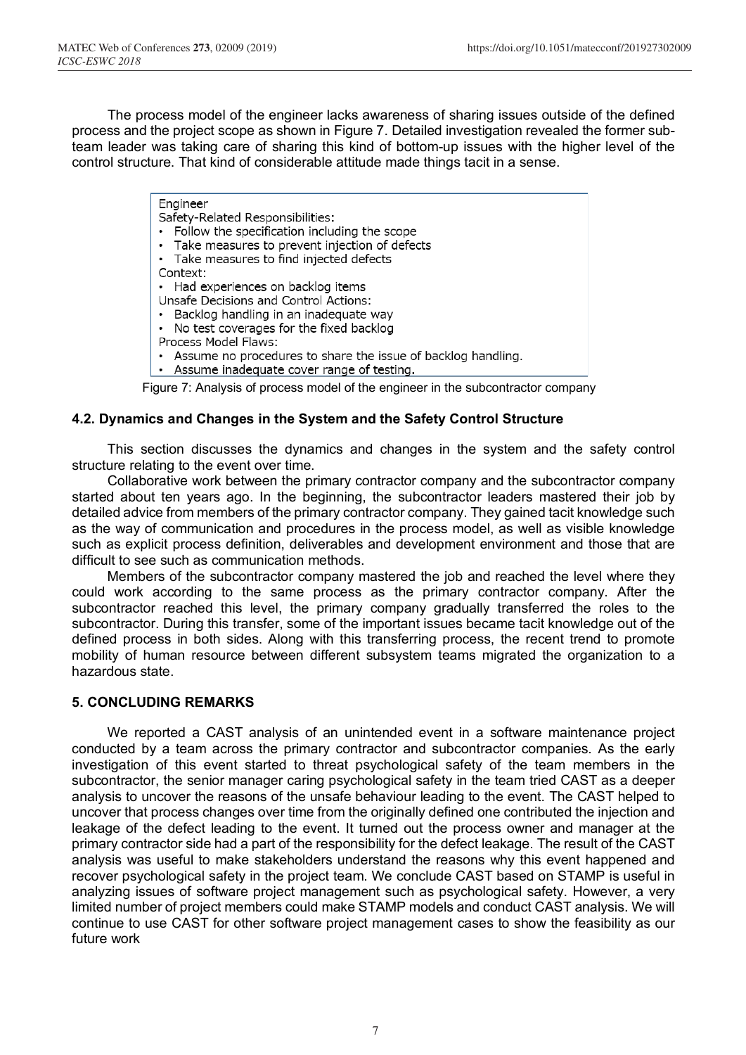The process model of the engineer lacks awareness of sharing issues outside of the defined process and the project scope as shown in Figure 7. Detailed investigation revealed the former sub-team leader was taking care of sharing this kind of bottom-up issues with the higher level of the control structure. That kind of considerable attitude made things tacit in a sense.

Engineer

Safety-Related Responsibilities:

- Follow the specification including the scope
- Take measures to prevent injection of defects
- Take measures to find injected defects

Context:

- Had experiences on backlog items

Unsafe Decisions and Control Actions:

- Backlog handling in an inadequate way
- No test coverages for the fixed backlog

Process Model Flaws:

- Assume no procedures to share the issue of backlog handling.
- Assume inadequate cover range of testing.

Figure 7: Analysis of process model of the engineer in the subcontractor company

### 4.2. Dynamics and Changes in the System and the Safety Control Structure

This section discusses the dynamics and changes in the system and the safety control structure relating to the event over time.

Collaborative work between the primary contractor company and the subcontractor company started about ten years ago. In the beginning, the subcontractor leaders mastered their job by detailed advice from members of the primary contractor company. They gained tacit knowledge such as the way of communication and procedures in the process model, as well as visible knowledge such as explicit process definition, deliverables and development environment and those that are difficult to see such as communication methods.

Members of the subcontractor company mastered the job and reached the level where they could work according to the same process as the primary contractor company. After the subcontractor reached this level, the primary company gradually transferred the roles to the subcontractor. During this transfer, some of the important issues became tacit knowledge out of the defined process in both sides. Along with this transferring process, the recent trend to promote mobility of human resource between different subsystem teams migrated the organization to a hazardous state.

## 5. CONCLUDING REMARKS

We reported a CAST analysis of an unintended event in a software maintenance project conducted by a team across the primary contractor and subcontractor companies. As the early investigation of this event started to threat psychological safety of the team members in the subcontractor, the senior manager caring psychological safety in the team tried CAST as a deeper analysis to uncover the reasons of the unsafe behaviour leading to the event. The CAST helped to uncover that process changes over time from the originally defined one contributed the injection and leakage of the defect leading to the event. It turned out the process owner and manager at the primary contractor side had a part of the responsibility for the defect leakage. The result of the CAST analysis was useful to make stakeholders understand the reasons why this event happened and recover psychological safety in the project team. We conclude CAST based on STAMP is useful in analyzing issues of software project management such as psychological safety. However, a very limited number of project members could make STAMP models and conduct CAST analysis. We will continue to use CAST for other software project management cases to show the feasibility as our future work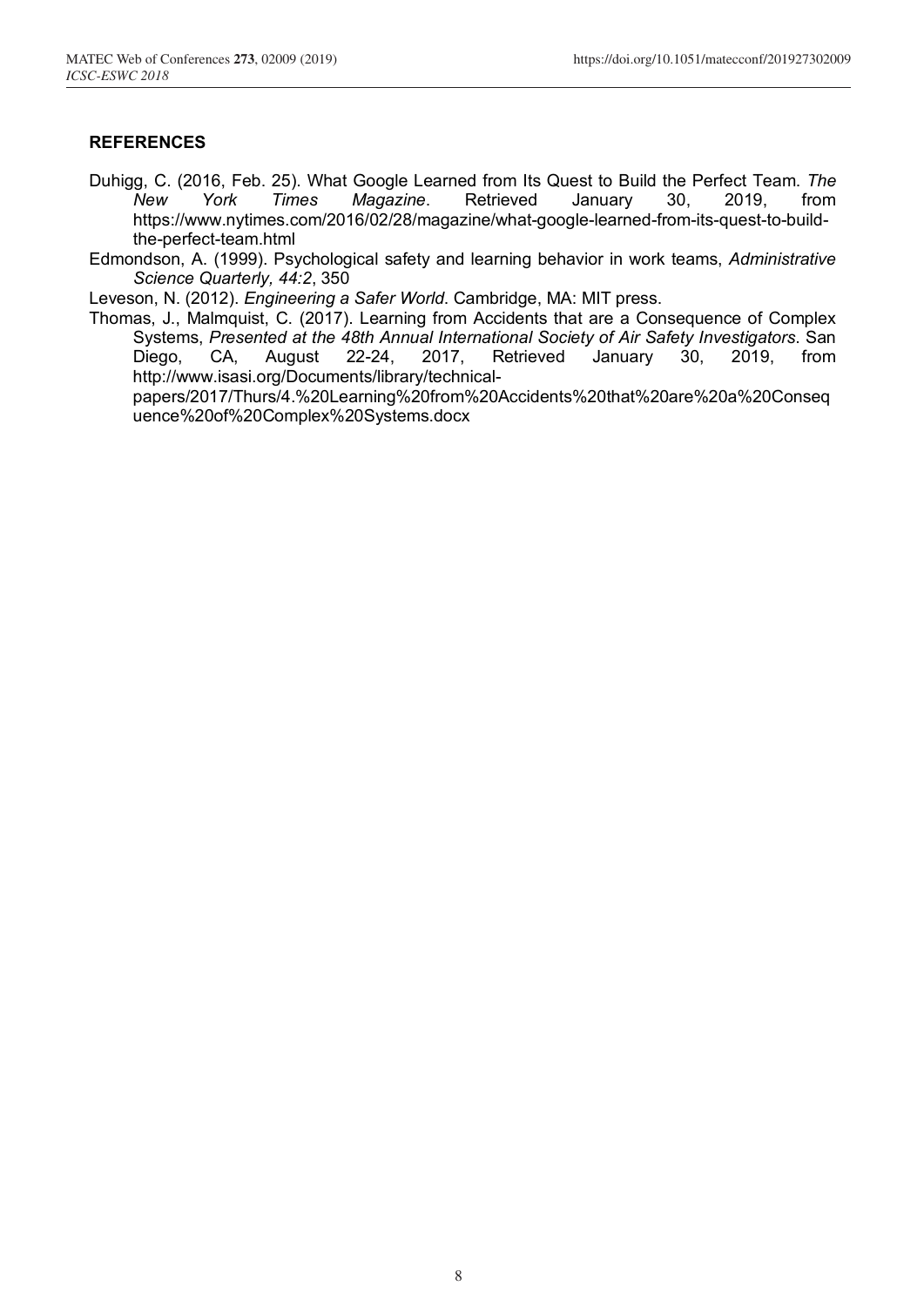## REFERENCES

Duhigg, C. (2016, Feb. 25). What Google Learned from Its Quest to Build the Perfect Team. *The New York Times Magazine*. Retrieved January 30, 2019, from https://www.nytimes.com/2016/02/28/magazine/what-google-learned-from-its-quest-to-build-the-perfect-team.html

Edmondson, A. (1999). Psychological safety and learning behavior in work teams, *Administrative Science Quarterly, 44:2*, 350

Leveson, N. (2012). *Engineering a Safer World*. Cambridge, MA: MIT press.

Thomas, J., Malmquist, C. (2017). Learning from Accidents that are a Consequence of Complex Systems, *Presented at the 48th Annual International Society of Air Safety Investigators*. San Diego, CA, August 22-24, 2017, Retrieved January 30, 2019, from http://www.isasi.org/Documents/library/technical-papers/2017/Thurs/4.%20Learning%20from%20Accidents%20that%20are%20a%20Consequence%20of%20Complex%20Systems.docx